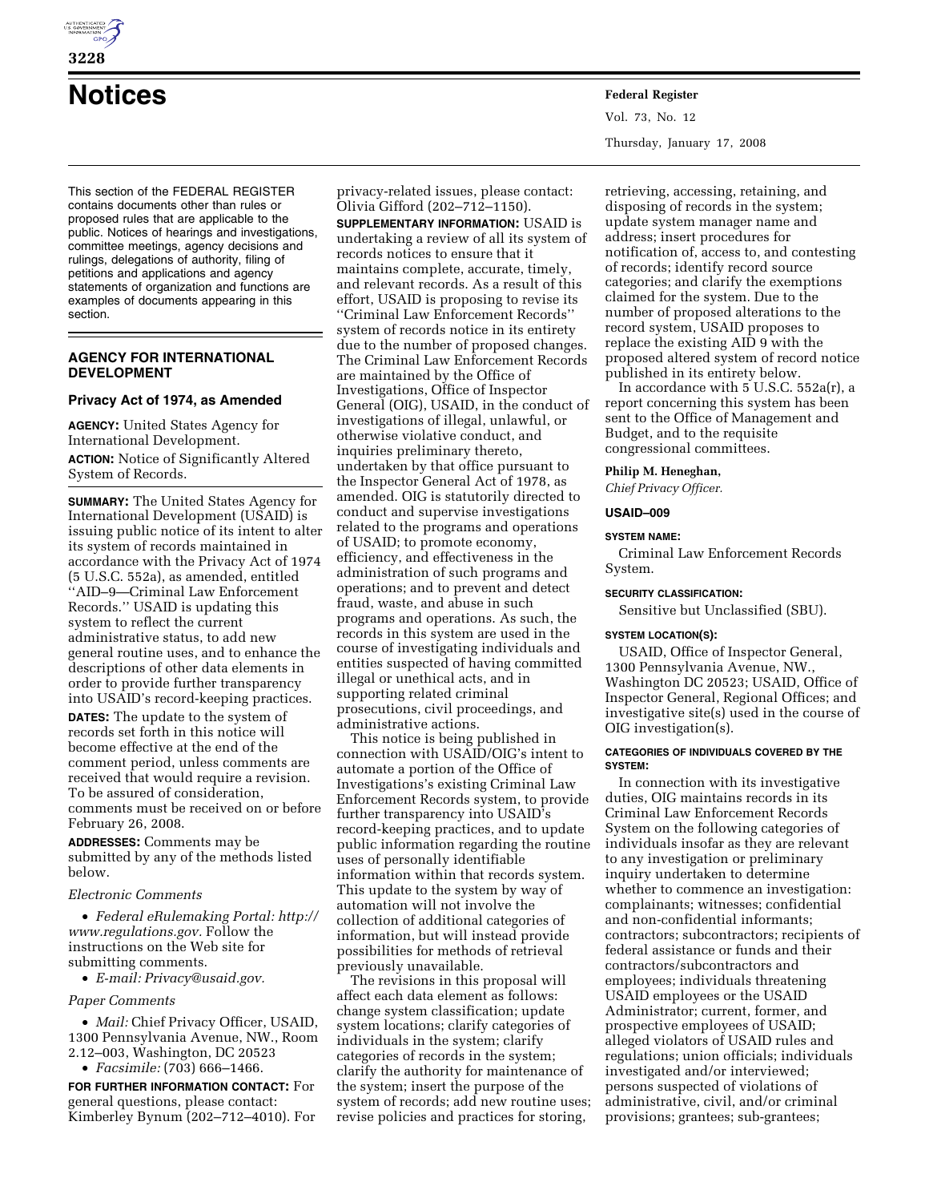# Notices

This section of the FEDERAL REGISTER contains documents other than rules or proposed rules that are applicable to the public. Notices of hearings and investigations, committee meetings, agency decisions and rulings, delegations of authority, filing of petitions and applications and agency statements of organization and functions are examples of documents appearing in this section.

## AGENCY FOR INTERNATIONAL DEVELOPMENT

### Privacy Act of 1974, as Amended

**AGENCY:** United States Agency for International Development.

**ACTION:** Notice of Significantly Altered System of Records.

**SUMMARY:** The United States Agency for International Development (USAID) is issuing public notice of its intent to alter its system of records maintained in accordance with the Privacy Act of 1974 (5 U.S.C. 552a), as amended, entitled ''AID–9—Criminal Law Enforcement Records.'' USAID is updating this system to reflect the current administrative status, to add new general routine uses, and to enhance the descriptions of other data elements in order to provide further transparency into USAID's record-keeping practices.

**DATES:** The update to the system of records set forth in this notice will become effective at the end of the comment period, unless comments are received that would require a revision. To be assured of consideration, comments must be received on or before February 26, 2008.

**ADDRESSES:** Comments may be submitted by any of the methods listed below.

*Electronic Comments*

- *Federal eRulemaking Portal: http://www.regulations.gov.* Follow the instructions on the Web site for submitting comments.
- *E-mail: Privacy@usaid.gov.*

*Paper Comments*

- *Mail:* Chief Privacy Officer, USAID, 1300 Pennsylvania Avenue, NW., Room 2.12–003, Washington, DC 20523
- *Facsimile:* (703) 666–1466.

**FOR FURTHER INFORMATION CONTACT:** For general questions, please contact: Kimberley Bynum (202–712–4010). For privacy-related issues, please contact: Olivia Gifford (202–712–1150).

**SUPPLEMENTARY INFORMATION:** USAID is undertaking a review of all its system of records notices to ensure that it maintains complete, accurate, timely, and relevant records. As a result of this effort, USAID is proposing to revise its ''Criminal Law Enforcement Records'' system of records notice in its entirety due to the number of proposed changes. The Criminal Law Enforcement Records are maintained by the Office of Investigations, Office of Inspector General (OIG), USAID, in the conduct of investigations of illegal, unlawful, or otherwise violative conduct, and inquiries preliminary thereto, undertaken by that office pursuant to the Inspector General Act of 1978, as amended. OIG is statutorily directed to conduct and supervise investigations related to the programs and operations of USAID; to promote economy, efficiency, and effectiveness in the administration of such programs and operations; and to prevent and detect fraud, waste, and abuse in such programs and operations. As such, the records in this system are used in the course of investigating individuals and entities suspected of having committed illegal or unethical acts, and in supporting related criminal prosecutions, civil proceedings, and administrative actions.

This notice is being published in connection with USAID/OIG's intent to automate a portion of the Office of Investigations's existing Criminal Law Enforcement Records system, to provide further transparency into USAID's record-keeping practices, and to update public information regarding the routine uses of personally identifiable information within that records system. This update to the system by way of automation will not involve the collection of additional categories of information, but will instead provide possibilities for methods of retrieval previously unavailable.

The revisions in this proposal will affect each data element as follows: change system classification; update system locations; clarify categories of individuals in the system; clarify categories of records in the system; clarify the authority for maintenance of the system; insert the purpose of the system of records; add new routine uses; revise policies and practices for storing, retrieving, accessing, retaining, and disposing of records in the system; update system manager name and address; insert procedures for notification of, access to, and contesting of records; identify record source categories; and clarify the exemptions claimed for the system. Due to the number of proposed alterations to the record system, USAID proposes to replace the existing AID 9 with the proposed altered system of record notice published in its entirety below.

In accordance with 5 U.S.C. 552a(r), a report concerning this system has been sent to the Office of Management and Budget, and to the requisite congressional committees.

**Philip M. Heneghan,**
*Chief Privacy Officer.*

### USAID–009

**SYSTEM NAME:**

Criminal Law Enforcement Records System.

**SECURITY CLASSIFICATION:**

Sensitive but Unclassified (SBU).

**SYSTEM LOCATION(S):**

USAID, Office of Inspector General, 1300 Pennsylvania Avenue, NW., Washington DC 20523; USAID, Office of Inspector General, Regional Offices; and investigative site(s) used in the course of OIG investigation(s).

**CATEGORIES OF INDIVIDUALS COVERED BY THE SYSTEM:**

In connection with its investigative duties, OIG maintains records in its Criminal Law Enforcement Records System on the following categories of individuals insofar as they are relevant to any investigation or preliminary inquiry undertaken to determine whether to commence an investigation: complainants; witnesses; confidential and non-confidential informants; contractors; subcontractors; recipients of federal assistance or funds and their contractors/subcontractors and employees; individuals threatening USAID employees or the USAID Administrator; current, former, and prospective employees of USAID; alleged violators of USAID rules and regulations; union officials; individuals investigated and/or interviewed; persons suspected of violations of administrative, civil, and/or criminal provisions; grantees; sub-grantees;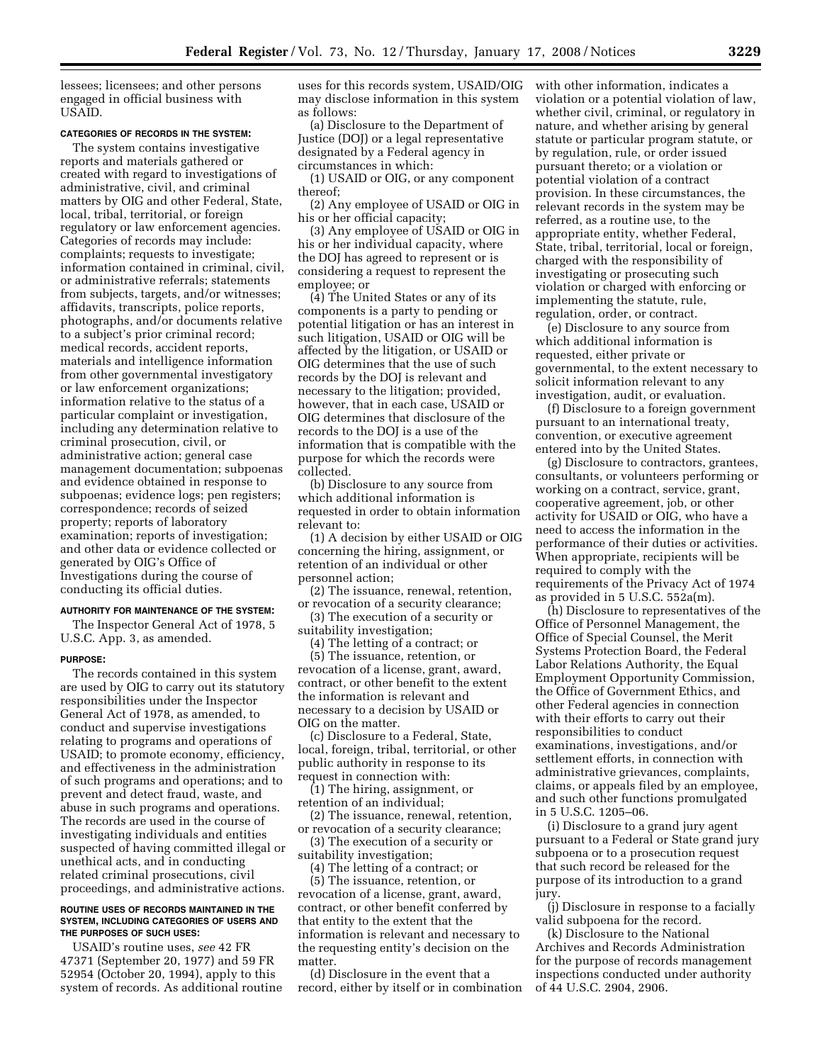lessees; licensees; and other persons engaged in official business with USAID.

#### CATEGORIES OF RECORDS IN THE SYSTEM:

The system contains investigative reports and materials gathered or created with regard to investigations of administrative, civil, and criminal matters by OIG and other Federal, State, local, tribal, territorial, or foreign regulatory or law enforcement agencies. Categories of records may include: complaints; requests to investigate; information contained in criminal, civil, or administrative referrals; statements from subjects, targets, and/or witnesses; affidavits, transcripts, police reports, photographs, and/or documents relative to a subject's prior criminal record; medical records, accident reports, materials and intelligence information from other governmental investigatory or law enforcement organizations; information relative to the status of a particular complaint or investigation, including any determination relative to criminal prosecution, civil, or administrative action; general case management documentation; subpoenas and evidence obtained in response to subpoenas; evidence logs; pen registers; correspondence; records of seized property; reports of laboratory examination; reports of investigation; and other data or evidence collected or generated by OIG's Office of Investigations during the course of conducting its official duties.

#### AUTHORITY FOR MAINTENANCE OF THE SYSTEM:

The Inspector General Act of 1978, 5 U.S.C. App. 3, as amended.

#### PURPOSE:

The records contained in this system are used by OIG to carry out its statutory responsibilities under the Inspector General Act of 1978, as amended, to conduct and supervise investigations relating to programs and operations of USAID; to promote economy, efficiency, and effectiveness in the administration of such programs and operations; and to prevent and detect fraud, waste, and abuse in such programs and operations. The records are used in the course of investigating individuals and entities suspected of having committed illegal or unethical acts, and in conducting related criminal prosecutions, civil proceedings, and administrative actions.

#### ROUTINE USES OF RECORDS MAINTAINED IN THE SYSTEM, INCLUDING CATEGORIES OF USERS AND THE PURPOSES OF SUCH USES:

USAID's routine uses, *see* 42 FR 47371 (September 20, 1977) and 59 FR 52954 (October 20, 1994), apply to this system of records. As additional routine uses for this records system, USAID/OIG may disclose information in this system as follows:

(a) Disclosure to the Department of Justice (DOJ) or a legal representative designated by a Federal agency in circumstances in which:

(1) USAID or OIG, or any component thereof;

(2) Any employee of USAID or OIG in his or her official capacity;

(3) Any employee of USAID or OIG in his or her individual capacity, where the DOJ has agreed to represent or is considering a request to represent the employee; or

(4) The United States or any of its components is a party to pending or potential litigation or has an interest in such litigation, USAID or OIG will be affected by the litigation, or USAID or OIG determines that the use of such records by the DOJ is relevant and necessary to the litigation; provided, however, that in each case, USAID or OIG determines that disclosure of the records to the DOJ is a use of the information that is compatible with the purpose for which the records were collected.

(b) Disclosure to any source from which additional information is requested in order to obtain information relevant to:

(1) A decision by either USAID or OIG concerning the hiring, assignment, or retention of an individual or other personnel action;

(2) The issuance, renewal, retention, or revocation of a security clearance;

(3) The execution of a security or suitability investigation;

(4) The letting of a contract; or

(5) The issuance, retention, or revocation of a license, grant, award, contract, or other benefit to the extent the information is relevant and necessary to a decision by USAID or OIG on the matter.

(c) Disclosure to a Federal, State, local, foreign, tribal, territorial, or other public authority in response to its request in connection with:

(1) The hiring, assignment, or retention of an individual;

(2) The issuance, renewal, retention, or revocation of a security clearance;

(3) The execution of a security or suitability investigation;

(4) The letting of a contract; or

(5) The issuance, retention, or revocation of a license, grant, award, contract, or other benefit conferred by that entity to the extent that the information is relevant and necessary to the requesting entity's decision on the matter.

(d) Disclosure in the event that a record, either by itself or in combination with other information, indicates a violation or a potential violation of law, whether civil, criminal, or regulatory in nature, and whether arising by general statute or particular program statute, or by regulation, rule, or order issued pursuant thereto; or a violation or potential violation of a contract provision. In these circumstances, the relevant records in the system may be referred, as a routine use, to the appropriate entity, whether Federal, State, tribal, territorial, local or foreign, charged with the responsibility of investigating or prosecuting such violation or charged with enforcing or implementing the statute, rule, regulation, order, or contract.

(e) Disclosure to any source from which additional information is requested, either private or governmental, to the extent necessary to solicit information relevant to any investigation, audit, or evaluation.

(f) Disclosure to a foreign government pursuant to an international treaty, convention, or executive agreement entered into by the United States.

(g) Disclosure to contractors, grantees, consultants, or volunteers performing or working on a contract, service, grant, cooperative agreement, job, or other activity for USAID or OIG, who have a need to access the information in the performance of their duties or activities. When appropriate, recipients will be required to comply with the requirements of the Privacy Act of 1974 as provided in 5 U.S.C. 552a(m).

(h) Disclosure to representatives of the Office of Personnel Management, the Office of Special Counsel, the Merit Systems Protection Board, the Federal Labor Relations Authority, the Equal Employment Opportunity Commission, the Office of Government Ethics, and other Federal agencies in connection with their efforts to carry out their responsibilities to conduct examinations, investigations, and/or settlement efforts, in connection with administrative grievances, complaints, claims, or appeals filed by an employee, and such other functions promulgated in 5 U.S.C. 1205–06.

(i) Disclosure to a grand jury agent pursuant to a Federal or State grand jury subpoena or to a prosecution request that such record be released for the purpose of its introduction to a grand jury.

(j) Disclosure in response to a facially valid subpoena for the record.

(k) Disclosure to the National Archives and Records Administration for the purpose of records management inspections conducted under authority of 44 U.S.C. 2904, 2906.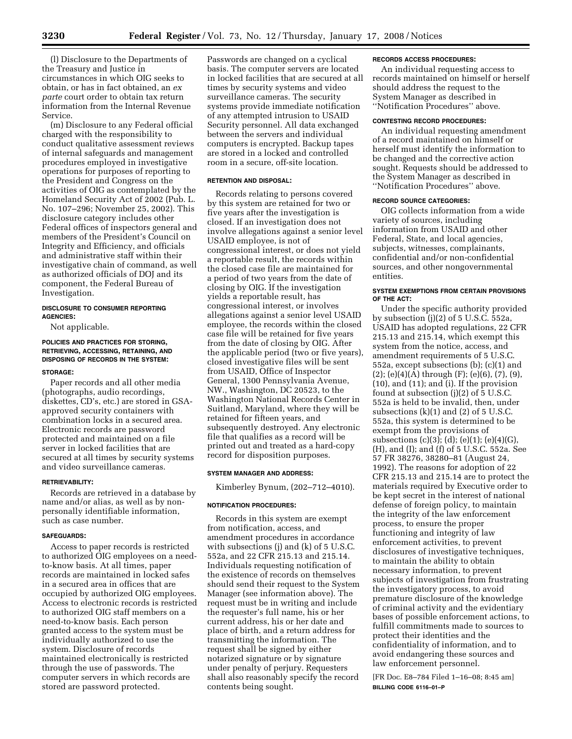(l) Disclosure to the Departments of the Treasury and Justice in circumstances in which OIG seeks to obtain, or has in fact obtained, an *ex parte* court order to obtain tax return information from the Internal Revenue Service.

(m) Disclosure to any Federal official charged with the responsibility to conduct qualitative assessment reviews of internal safeguards and management procedures employed in investigative operations for purposes of reporting to the President and Congress on the activities of OIG as contemplated by the Homeland Security Act of 2002 (Pub. L. No. 107–296; November 25, 2002). This disclosure category includes other Federal offices of inspectors general and members of the President's Council on Integrity and Efficiency, and officials and administrative staff within their investigative chain of command, as well as authorized officials of DOJ and its component, the Federal Bureau of Investigation.

#### DISCLOSURE TO CONSUMER REPORTING AGENCIES:

Not applicable.

#### POLICIES AND PRACTICES FOR STORING, RETRIEVING, ACCESSING, RETAINING, AND DISPOSING OF RECORDS IN THE SYSTEM:

#### STORAGE:

Paper records and all other media (photographs, audio recordings, diskettes, CD's, etc.) are stored in GSA-approved security containers with combination locks in a secured area. Electronic records are password protected and maintained on a file server in locked facilities that are secured at all times by security systems and video surveillance cameras.

#### RETRIEVABILITY:

Records are retrieved in a database by name and/or alias, as well as by non-personally identifiable information, such as case number.

#### SAFEGUARDS:

Access to paper records is restricted to authorized OIG employees on a need-to-know basis. At all times, paper records are maintained in locked safes in a secured area in offices that are occupied by authorized OIG employees. Access to electronic records is restricted to authorized OIG staff members on a need-to-know basis. Each person granted access to the system must be individually authorized to use the system. Disclosure of records maintained electronically is restricted through the use of passwords. The computer servers in which records are stored are password protected. Passwords are changed on a cyclical basis. The computer servers are located in locked facilities that are secured at all times by security systems and video surveillance cameras. The security systems provide immediate notification of any attempted intrusion to USAID Security personnel. All data exchanged between the servers and individual computers is encrypted. Backup tapes are stored in a locked and controlled room in a secure, off-site location.

#### RETENTION AND DISPOSAL:

Records relating to persons covered by this system are retained for two or five years after the investigation is closed. If an investigation does not involve allegations against a senior level USAID employee, is not of congressional interest, or does not yield a reportable result, the records within the closed case file are maintained for a period of two years from the date of closing by OIG. If the investigation yields a reportable result, has congressional interest, or involves allegations against a senior level USAID employee, the records within the closed case file will be retained for five years from the date of closing by OIG. After the applicable period (two or five years), closed investigative files will be sent from USAID, Office of Inspector General, 1300 Pennsylvania Avenue, NW., Washington, DC 20523, to the Washington National Records Center in Suitland, Maryland, where they will be retained for fifteen years, and subsequently destroyed. Any electronic file that qualifies as a record will be printed out and treated as a hard-copy record for disposition purposes.

#### SYSTEM MANAGER AND ADDRESS:

Kimberley Bynum, (202–712–4010).

#### NOTIFICATION PROCEDURES:

Records in this system are exempt from notification, access, and amendment procedures in accordance with subsections (j) and (k) of 5 U.S.C. 552a, and 22 CFR 215.13 and 215.14. Individuals requesting notification of the existence of records on themselves should send their request to the System Manager (see information above). The request must be in writing and include the requester's full name, his or her current address, his or her date and place of birth, and a return address for transmitting the information. The request shall be signed by either notarized signature or by signature under penalty of perjury. Requesters shall also reasonably specify the record contents being sought.

#### RECORDS ACCESS PROCEDURES:

An individual requesting access to records maintained on himself or herself should address the request to the System Manager as described in "Notification Procedures" above.

#### CONTESTING RECORD PROCEDURES:

An individual requesting amendment of a record maintained on himself or herself must identify the information to be changed and the corrective action sought. Requests should be addressed to the System Manager as described in "Notification Procedures" above.

#### RECORD SOURCE CATEGORIES:

OIG collects information from a wide variety of sources, including information from USAID and other Federal, State, and local agencies, subjects, witnesses, complainants, confidential and/or non-confidential sources, and other nongovernmental entities.

#### SYSTEM EXEMPTIONS FROM CERTAIN PROVISIONS OF THE ACT:

Under the specific authority provided by subsection (j)(2) of 5 U.S.C. 552a, USAID has adopted regulations, 22 CFR 215.13 and 215.14, which exempt this system from the notice, access, and amendment requirements of 5 U.S.C. 552a, except subsections (b); (c)(1) and (2); (e)(4)(A) through (F); (e)(6), (7), (9), (10), and (11); and (i). If the provision found at subsection (j)(2) of 5 U.S.C. 552a is held to be invalid, then, under subsections (k)(1) and (2) of 5 U.S.C. 552a, this system is determined to be exempt from the provisions of subsections (c)(3); (d); (e)(1); (e)(4)(G), (H), and (I); and (f) of 5 U.S.C. 552a. See 57 FR 38276, 38280–81 (August 24, 1992). The reasons for adoption of 22 CFR 215.13 and 215.14 are to protect the materials required by Executive order to be kept secret in the interest of national defense of foreign policy, to maintain the integrity of the law enforcement process, to ensure the proper functioning and integrity of law enforcement activities, to prevent disclosures of investigative techniques, to maintain the ability to obtain necessary information, to prevent subjects of investigation from frustrating the investigatory process, to avoid premature disclosure of the knowledge of criminal activity and the evidentiary bases of possible enforcement actions, to fulfill commitments made to sources to protect their identities and the confidentiality of information, and to avoid endangering these sources and law enforcement personnel.

[FR Doc. E8–784 Filed 1–16–08; 8:45 am]

**BILLING CODE 6116–01–P**